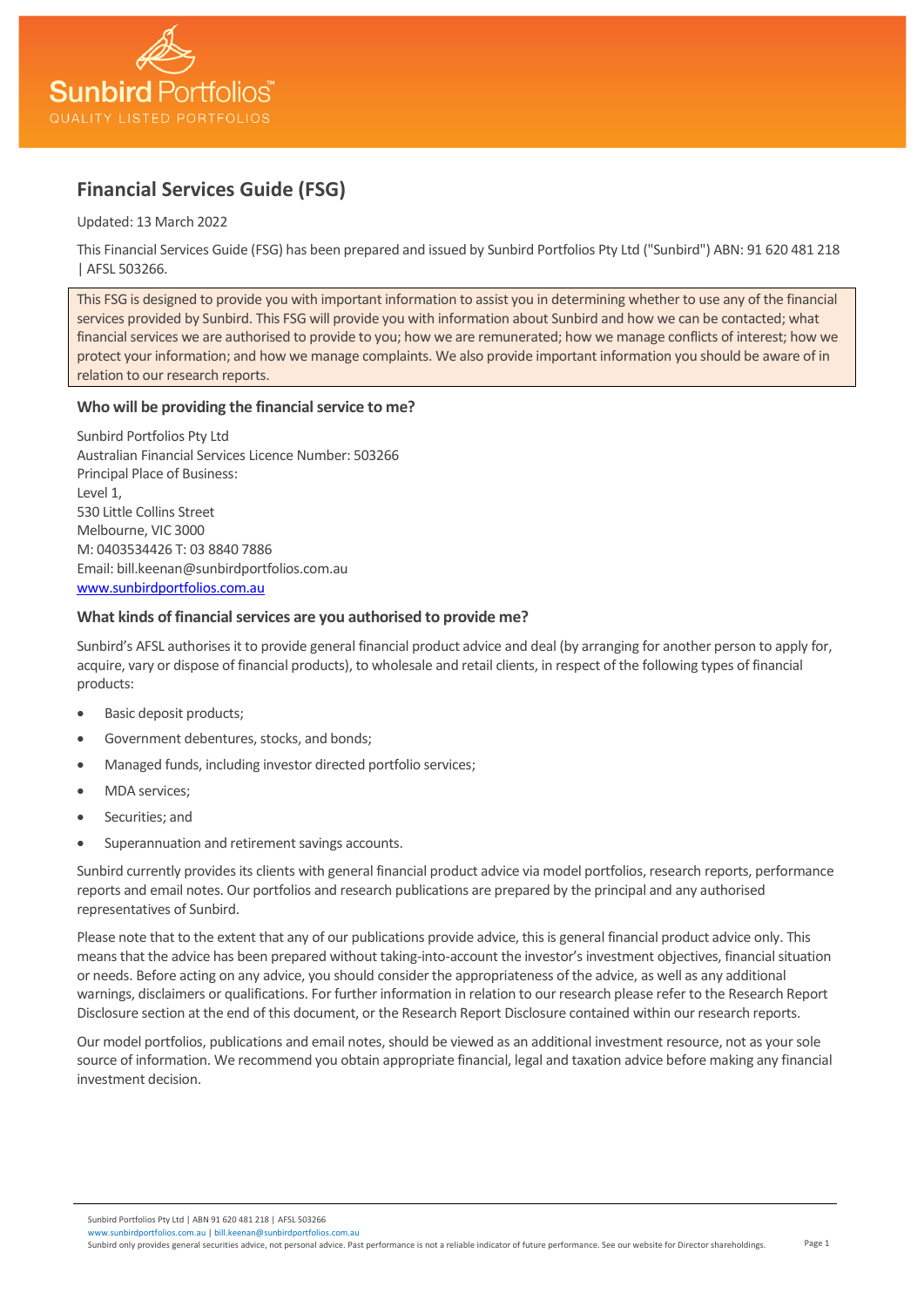# Financial Services Guide (FSG)

Updated: 13 March 2022

This Financial Services Guide (FSG) has been prepared and issued by Sunbird Portfolios Pty Ltd ("Sunbird") ABN: 91 620 481 218 | AFSL 503266.

This FSG is designed to provide you with important information to assist you in determining whether to use any of the financial services provided by Sunbird. This FSG will provide you with information about Sunbird and how we can be contacted; what financial services we are authorised to provide to you; how we are remunerated; how we manage conflicts of interest; how we protect your information; and how we manage complaints. We also provide important information you should be aware of in relation to our research reports.

### Who will be providing the financial service to me?

Sunbird Portfolios Pty Ltd  
Australian Financial Services Licence Number: 503266  
Principal Place of Business:  
Level 1,  
530 Little Collins Street  
Melbourne, VIC 3000  
M: 0403534426 T: 03 8840 7886  
Email: bill.keenan@sunbirdportfolios.com.au  
www.sunbirdportfolios.com.au

### What kinds of financial services are you authorised to provide me?

Sunbird's AFSL authorises it to provide general financial product advice and deal (by arranging for another person to apply for, acquire, vary or dispose of financial products), to wholesale and retail clients, in respect of the following types of financial products:

- Basic deposit products;
- Government debentures, stocks, and bonds;
- Managed funds, including investor directed portfolio services;
- MDA services;
- Securities; and
- Superannuation and retirement savings accounts.

Sunbird currently provides its clients with general financial product advice via model portfolios, research reports, performance reports and email notes. Our portfolios and research publications are prepared by the principal and any authorised representatives of Sunbird.

Please note that to the extent that any of our publications provide advice, this is general financial product advice only. This means that the advice has been prepared without taking-into-account the investor's investment objectives, financial situation or needs. Before acting on any advice, you should consider the appropriateness of the advice, as well as any additional warnings, disclaimers or qualifications. For further information in relation to our research please refer to the Research Report Disclosure section at the end of this document, or the Research Report Disclosure contained within our research reports.

Our model portfolios, publications and email notes, should be viewed as an additional investment resource, not as your sole source of information. We recommend you obtain appropriate financial, legal and taxation advice before making any financial investment decision.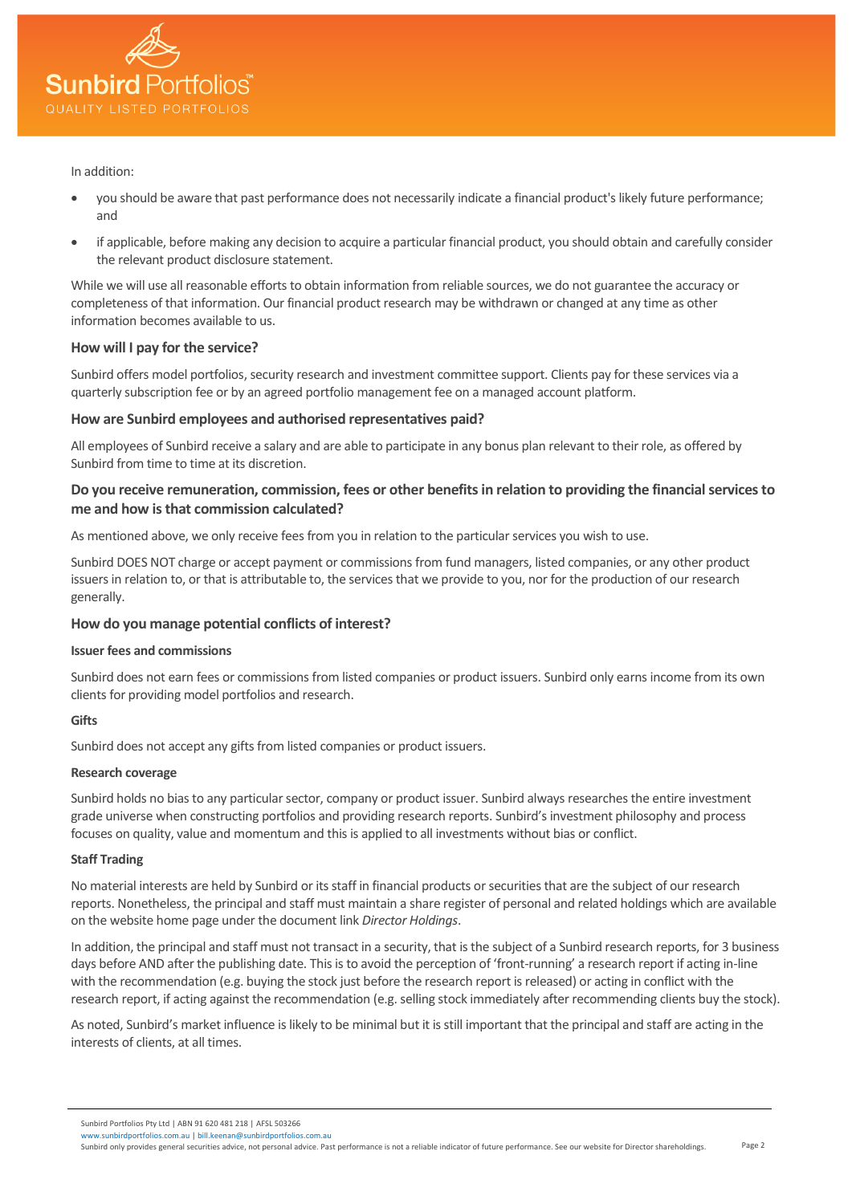In addition:

- you should be aware that past performance does not necessarily indicate a financial product's likely future performance; and
- if applicable, before making any decision to acquire a particular financial product, you should obtain and carefully consider the relevant product disclosure statement.

While we will use all reasonable efforts to obtain information from reliable sources, we do not guarantee the accuracy or completeness of that information. Our financial product research may be withdrawn or changed at any time as other information becomes available to us.

### How will I pay for the service?

Sunbird offers model portfolios, security research and investment committee support. Clients pay for these services via a quarterly subscription fee or by an agreed portfolio management fee on a managed account platform.

### How are Sunbird employees and authorised representatives paid?

All employees of Sunbird receive a salary and are able to participate in any bonus plan relevant to their role, as offered by Sunbird from time to time at its discretion.

### Do you receive remuneration, commission, fees or other benefits in relation to providing the financial services to me and how is that commission calculated?

As mentioned above, we only receive fees from you in relation to the particular services you wish to use.

Sunbird DOES NOT charge or accept payment or commissions from fund managers, listed companies, or any other product issuers in relation to, or that is attributable to, the services that we provide to you, nor for the production of our research generally.

### How do you manage potential conflicts of interest?

#### Issuer fees and commissions

Sunbird does not earn fees or commissions from listed companies or product issuers. Sunbird only earns income from its own clients for providing model portfolios and research.

#### Gifts

Sunbird does not accept any gifts from listed companies or product issuers.

#### Research coverage

Sunbird holds no bias to any particular sector, company or product issuer. Sunbird always researches the entire investment grade universe when constructing portfolios and providing research reports. Sunbird's investment philosophy and process focuses on quality, value and momentum and this is applied to all investments without bias or conflict.

#### Staff Trading

No material interests are held by Sunbird or its staff in financial products or securities that are the subject of our research reports. Nonetheless, the principal and staff must maintain a share register of personal and related holdings which are available on the website home page under the document link *Director Holdings*.

In addition, the principal and staff must not transact in a security, that is the subject of a Sunbird research reports, for 3 business days before AND after the publishing date. This is to avoid the perception of 'front-running' a research report if acting in-line with the recommendation (e.g. buying the stock just before the research report is released) or acting in conflict with the research report, if acting against the recommendation (e.g. selling stock immediately after recommending clients buy the stock).

As noted, Sunbird's market influence is likely to be minimal but it is still important that the principal and staff are acting in the interests of clients, at all times.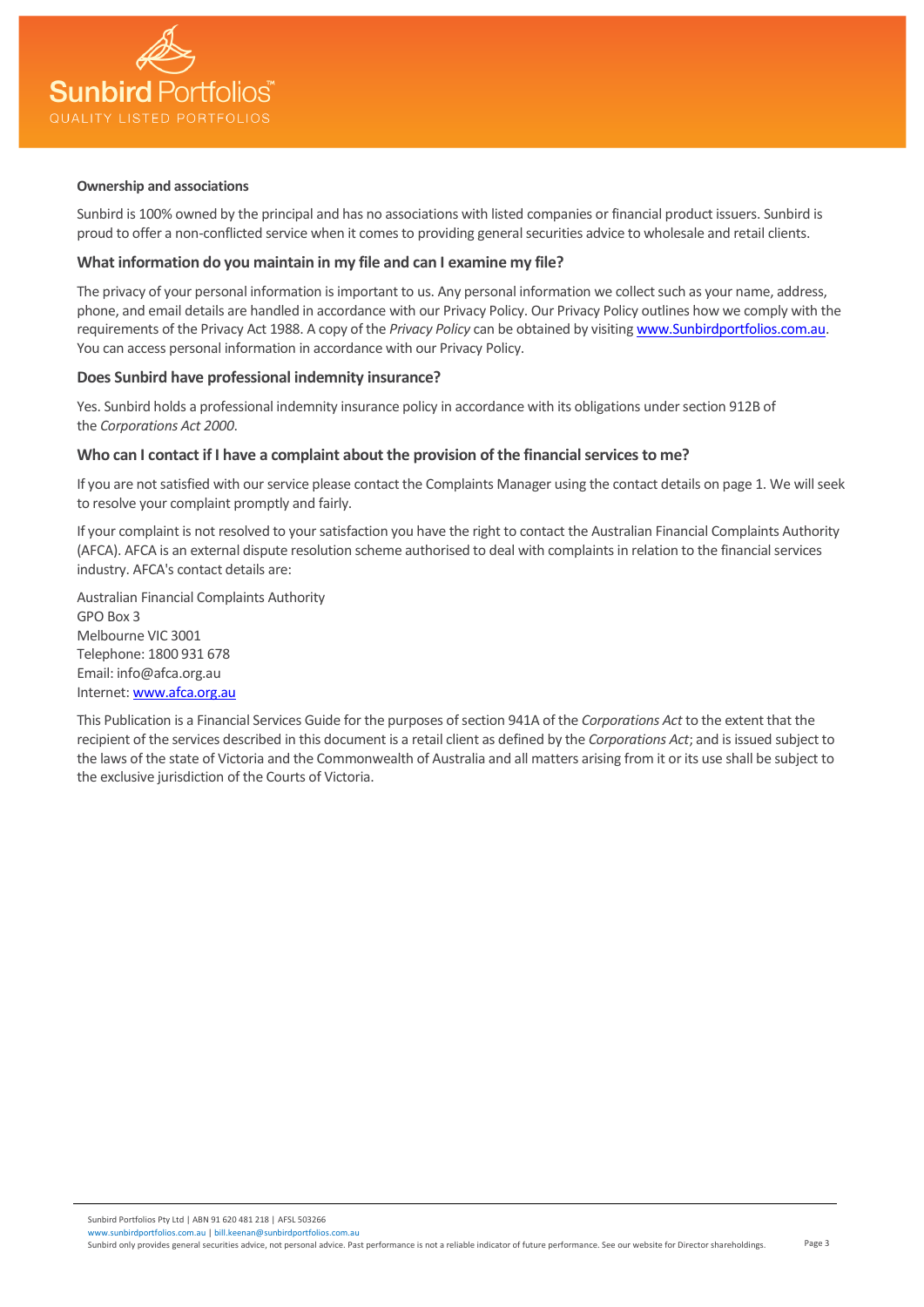**Ownership and associations**

Sunbird is 100% owned by the principal and has no associations with listed companies or financial product issuers. Sunbird is proud to offer a non-conflicted service when it comes to providing general securities advice to wholesale and retail clients.

### What information do you maintain in my file and can I examine my file?

The privacy of your personal information is important to us. Any personal information we collect such as your name, address, phone, and email details are handled in accordance with our Privacy Policy. Our Privacy Policy outlines how we comply with the requirements of the Privacy Act 1988. A copy of the *Privacy Policy* can be obtained by visiting [www.Sunbirdportfolios.com.au](http://www.Sunbirdportfolios.com.au). You can access personal information in accordance with our Privacy Policy.

### Does Sunbird have professional indemnity insurance?

Yes. Sunbird holds a professional indemnity insurance policy in accordance with its obligations under section 912B of the *Corporations Act 2000*.

### Who can I contact if I have a complaint about the provision of the financial services to me?

If you are not satisfied with our service please contact the Complaints Manager using the contact details on page 1. We will seek to resolve your complaint promptly and fairly.

If your complaint is not resolved to your satisfaction you have the right to contact the Australian Financial Complaints Authority (AFCA). AFCA is an external dispute resolution scheme authorised to deal with complaints in relation to the financial services industry. AFCA's contact details are:

Australian Financial Complaints Authority
GPO Box 3
Melbourne VIC 3001
Telephone: 1800 931 678
Email: info@afca.org.au
Internet: [www.afca.org.au](http://www.afca.org.au)

This Publication is a Financial Services Guide for the purposes of section 941A of the *Corporations Act* to the extent that the recipient of the services described in this document is a retail client as defined by the *Corporations Act*; and is issued subject to the laws of the state of Victoria and the Commonwealth of Australia and all matters arising from it or its use shall be subject to the exclusive jurisdiction of the Courts of Victoria.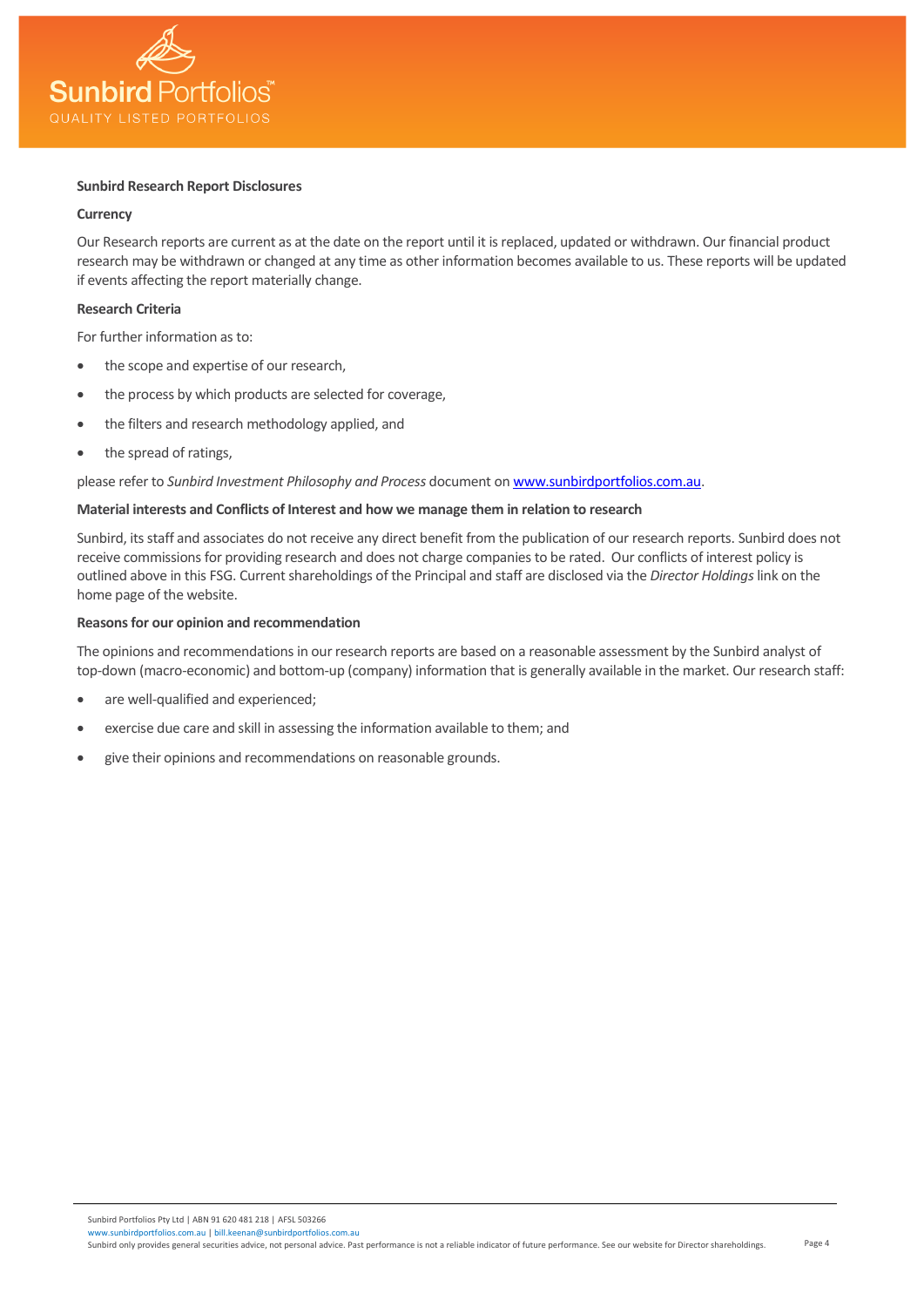**Sunbird Research Report Disclosures**

**Currency**

Our Research reports are current as at the date on the report until it is replaced, updated or withdrawn. Our financial product research may be withdrawn or changed at any time as other information becomes available to us. These reports will be updated if events affecting the report materially change.

**Research Criteria**

For further information as to:

- the scope and expertise of our research,
- the process by which products are selected for coverage,
- the filters and research methodology applied, and
- the spread of ratings,

please refer to *Sunbird Investment Philosophy and Process* document on [www.sunbirdportfolios.com.au](http://www.sunbirdportfolios.com.au).

**Material interests and Conflicts of Interest and how we manage them in relation to research**

Sunbird, its staff and associates do not receive any direct benefit from the publication of our research reports. Sunbird does not receive commissions for providing research and does not charge companies to be rated. Our conflicts of interest policy is outlined above in this FSG. Current shareholdings of the Principal and staff are disclosed via the *Director Holdings* link on the home page of the website.

**Reasons for our opinion and recommendation**

The opinions and recommendations in our research reports are based on a reasonable assessment by the Sunbird analyst of top-down (macro-economic) and bottom-up (company) information that is generally available in the market. Our research staff:

- are well-qualified and experienced;
- exercise due care and skill in assessing the information available to them; and
- give their opinions and recommendations on reasonable grounds.